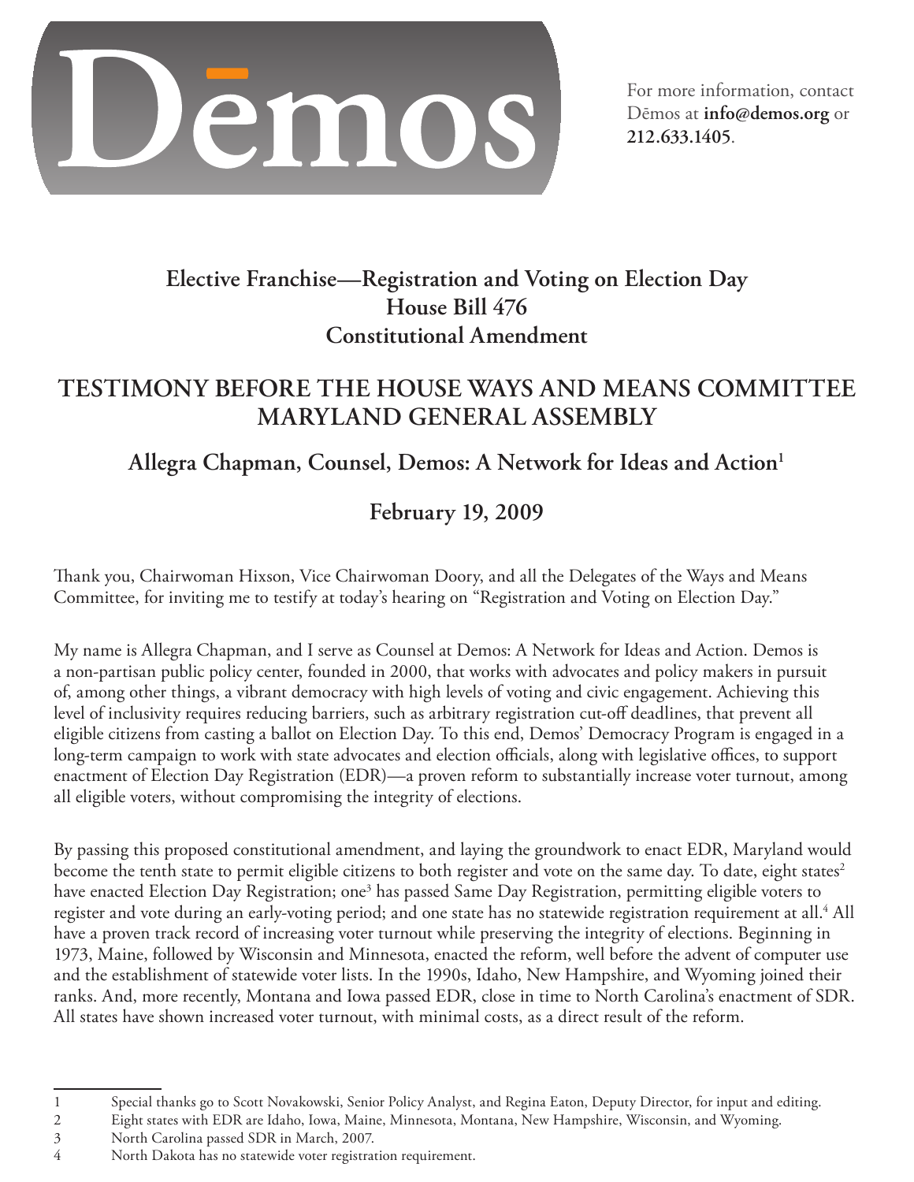Dēmos

For more information, contact Dēmos at **info@demos.org** or **212.633.1405**.

## Elective Franchise—Registration and Voting on Election Day
## House Bill 476
## Constitutional Amendment

# TESTIMONY BEFORE THE HOUSE WAYS AND MEANS COMMITTEE MARYLAND GENERAL ASSEMBLY

### Allegra Chapman, Counsel, Demos: A Network for Ideas and Action[1]

### February 19, 2009

Thank you, Chairwoman Hixson, Vice Chairwoman Doory, and all the Delegates of the Ways and Means Committee, for inviting me to testify at today's hearing on "Registration and Voting on Election Day."

My name is Allegra Chapman, and I serve as Counsel at Demos: A Network for Ideas and Action. Demos is a non-partisan public policy center, founded in 2000, that works with advocates and policy makers in pursuit of, among other things, a vibrant democracy with high levels of voting and civic engagement. Achieving this level of inclusivity requires reducing barriers, such as arbitrary registration cut-off deadlines, that prevent all eligible citizens from casting a ballot on Election Day. To this end, Demos' Democracy Program is engaged in a long-term campaign to work with state advocates and election officials, along with legislative offices, to support enactment of Election Day Registration (EDR)—a proven reform to substantially increase voter turnout, among all eligible voters, without compromising the integrity of elections.

By passing this proposed constitutional amendment, and laying the groundwork to enact EDR, Maryland would become the tenth state to permit eligible citizens to both register and vote on the same day. To date, eight states[2] have enacted Election Day Registration; one[3] has passed Same Day Registration, permitting eligible voters to register and vote during an early-voting period; and one state has no statewide registration requirement at all.[4] All have a proven track record of increasing voter turnout while preserving the integrity of elections. Beginning in 1973, Maine, followed by Wisconsin and Minnesota, enacted the reform, well before the advent of computer use and the establishment of statewide voter lists. In the 1990s, Idaho, New Hampshire, and Wyoming joined their ranks. And, more recently, Montana and Iowa passed EDR, close in time to North Carolina's enactment of SDR. All states have shown increased voter turnout, with minimal costs, as a direct result of the reform.

---

1 Special thanks go to Scott Novakowski, Senior Policy Analyst, and Regina Eaton, Deputy Director, for input and editing.

2 Eight states with EDR are Idaho, Iowa, Maine, Minnesota, Montana, New Hampshire, Wisconsin, and Wyoming.

3 North Carolina passed SDR in March, 2007.

4 North Dakota has no statewide voter registration requirement.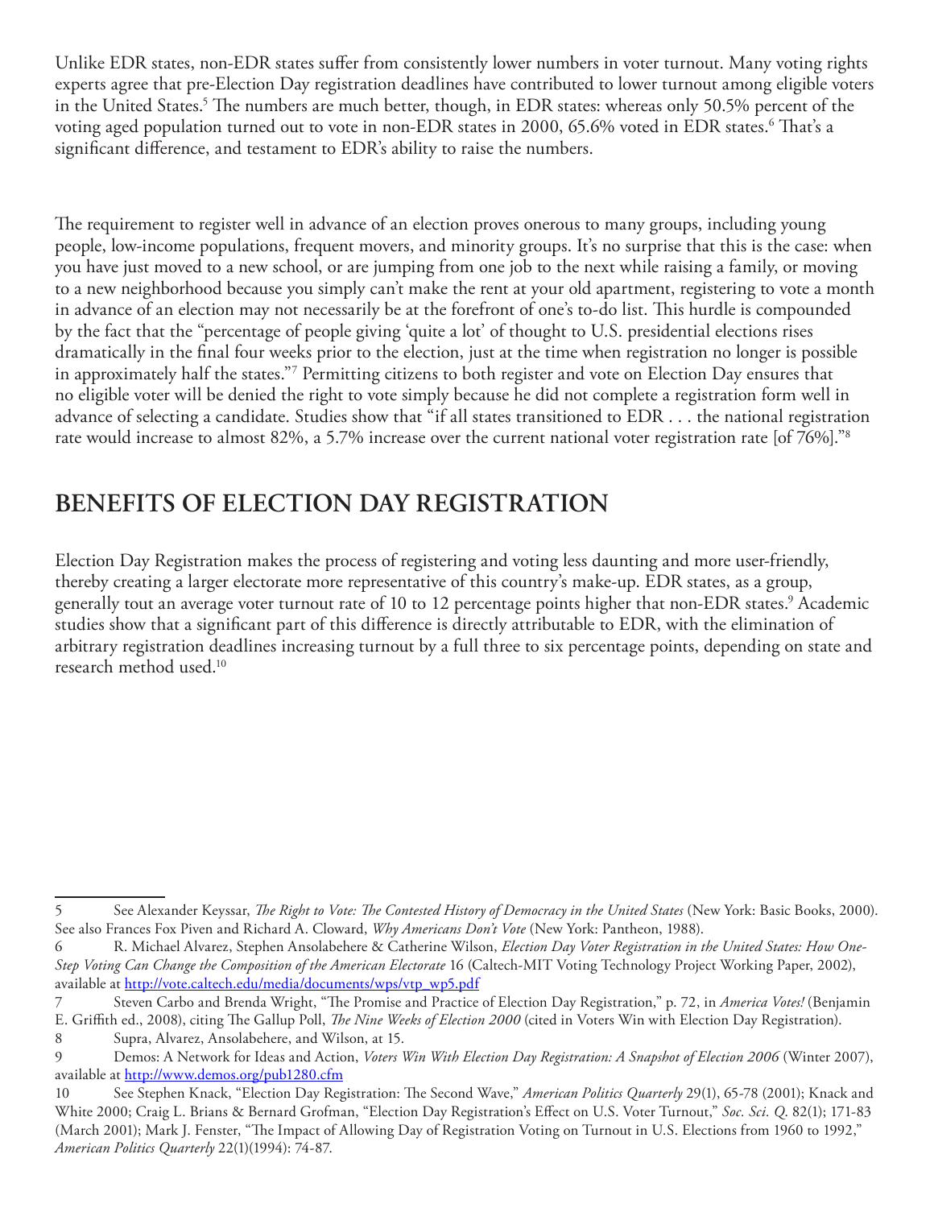Unlike EDR states, non-EDR states suffer from consistently lower numbers in voter turnout. Many voting rights experts agree that pre-Election Day registration deadlines have contributed to lower turnout among eligible voters in the United States.[5] The numbers are much better, though, in EDR states: whereas only 50.5% percent of the voting aged population turned out to vote in non-EDR states in 2000, 65.6% voted in EDR states.[6] That's a significant difference, and testament to EDR's ability to raise the numbers.

The requirement to register well in advance of an election proves onerous to many groups, including young people, low-income populations, frequent movers, and minority groups. It's no surprise that this is the case: when you have just moved to a new school, or are jumping from one job to the next while raising a family, or moving to a new neighborhood because you simply can't make the rent at your old apartment, registering to vote a month in advance of an election may not necessarily be at the forefront of one's to-do list. This hurdle is compounded by the fact that the "percentage of people giving 'quite a lot' of thought to U.S. presidential elections rises dramatically in the final four weeks prior to the election, just at the time when registration no longer is possible in approximately half the states."[7] Permitting citizens to both register and vote on Election Day ensures that no eligible voter will be denied the right to vote simply because he did not complete a registration form well in advance of selecting a candidate. Studies show that "if all states transitioned to EDR . . . the national registration rate would increase to almost 82%, a 5.7% increase over the current national voter registration rate [of 76%]."[8]

## BENEFITS OF ELECTION DAY REGISTRATION

Election Day Registration makes the process of registering and voting less daunting and more user-friendly, thereby creating a larger electorate more representative of this country's make-up. EDR states, as a group, generally tout an average voter turnout rate of 10 to 12 percentage points higher that non-EDR states.[9] Academic studies show that a significant part of this difference is directly attributable to EDR, with the elimination of arbitrary registration deadlines increasing turnout by a full three to six percentage points, depending on state and research method used.[10]

---

5 See Alexander Keyssar, *The Right to Vote: The Contested History of Democracy in the United States* (New York: Basic Books, 2000). See also Frances Fox Piven and Richard A. Cloward, *Why Americans Don't Vote* (New York: Pantheon, 1988).

6 R. Michael Alvarez, Stephen Ansolabehere & Catherine Wilson, *Election Day Voter Registration in the United States: How One-Step Voting Can Change the Composition of the American Electorate* 16 (Caltech-MIT Voting Technology Project Working Paper, 2002), available at http://vote.caltech.edu/media/documents/wps/vtp_wp5.pdf

7 Steven Carbo and Brenda Wright, "The Promise and Practice of Election Day Registration," p. 72, in *America Votes!* (Benjamin E. Griffith ed., 2008), citing The Gallup Poll, *The Nine Weeks of Election 2000* (cited in Voters Win with Election Day Registration).

8 Supra, Alvarez, Ansolabehere, and Wilson, at 15.

9 Demos: A Network for Ideas and Action, *Voters Win With Election Day Registration: A Snapshot of Election 2006* (Winter 2007), available at http://www.demos.org/pub1280.cfm

10 See Stephen Knack, "Election Day Registration: The Second Wave," *American Politics Quarterly* 29(1), 65-78 (2001); Knack and White 2000; Craig L. Brians & Bernard Grofman, "Election Day Registration's Effect on U.S. Voter Turnout," *Soc. Sci. Q*. 82(1); 171-83 (March 2001); Mark J. Fenster, "The Impact of Allowing Day of Registration Voting on Turnout in U.S. Elections from 1960 to 1992," *American Politics Quarterly* 22(1)(1994): 74-87.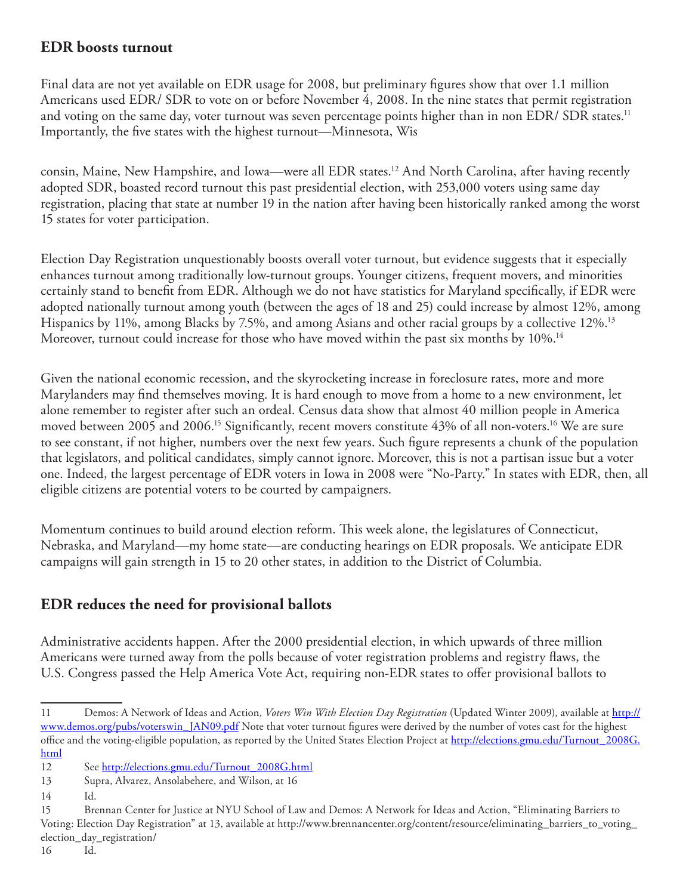## EDR boosts turnout

Final data are not yet available on EDR usage for 2008, but preliminary figures show that over 1.1 million Americans used EDR/ SDR to vote on or before November 4, 2008. In the nine states that permit registration and voting on the same day, voter turnout was seven percentage points higher than in non EDR/ SDR states.[11] Importantly, the five states with the highest turnout—Minnesota, Wisconsin, Maine, New Hampshire, and Iowa—were all EDR states.[12] And North Carolina, after having recently adopted SDR, boasted record turnout this past presidential election, with 253,000 voters using same day registration, placing that state at number 19 in the nation after having been historically ranked among the worst 15 states for voter participation.

Election Day Registration unquestionably boosts overall voter turnout, but evidence suggests that it especially enhances turnout among traditionally low-turnout groups. Younger citizens, frequent movers, and minorities certainly stand to benefit from EDR. Although we do not have statistics for Maryland specifically, if EDR were adopted nationally turnout among youth (between the ages of 18 and 25) could increase by almost 12%, among Hispanics by 11%, among Blacks by 7.5%, and among Asians and other racial groups by a collective 12%.[13] Moreover, turnout could increase for those who have moved within the past six months by 10%.[14]

Given the national economic recession, and the skyrocketing increase in foreclosure rates, more and more Marylanders may find themselves moving. It is hard enough to move from a home to a new environment, let alone remember to register after such an ordeal. Census data show that almost 40 million people in America moved between 2005 and 2006.[15] Significantly, recent movers constitute 43% of all non-voters.[16] We are sure to see constant, if not higher, numbers over the next few years. Such figure represents a chunk of the population that legislators, and political candidates, simply cannot ignore. Moreover, this is not a partisan issue but a voter one. Indeed, the largest percentage of EDR voters in Iowa in 2008 were "No-Party." In states with EDR, then, all eligible citizens are potential voters to be courted by campaigners.

Momentum continues to build around election reform. This week alone, the legislatures of Connecticut, Nebraska, and Maryland—my home state—are conducting hearings on EDR proposals. We anticipate EDR campaigns will gain strength in 15 to 20 other states, in addition to the District of Columbia.

## EDR reduces the need for provisional ballots

Administrative accidents happen. After the 2000 presidential election, in which upwards of three million Americans were turned away from the polls because of voter registration problems and registry flaws, the U.S. Congress passed the Help America Vote Act, requiring non-EDR states to offer provisional ballots to

---

11 Demos: A Network of Ideas and Action, *Voters Win With Election Day Registration* (Updated Winter 2009), available at http://www.demos.org/pubs/voterswin_JAN09.pdf Note that voter turnout figures were derived by the number of votes cast for the highest office and the voting-eligible population, as reported by the United States Election Project at http://elections.gmu.edu/Turnout_2008G.html

12 See http://elections.gmu.edu/Turnout_2008G.html

13 Supra, Alvarez, Ansolabehere, and Wilson, at 16

14 Id.

15 Brennan Center for Justice at NYU School of Law and Demos: A Network for Ideas and Action, "Eliminating Barriers to Voting: Election Day Registration" at 13, available at http://www.brennancenter.org/content/resource/eliminating_barriers_to_voting_election_day_registration/

16 Id.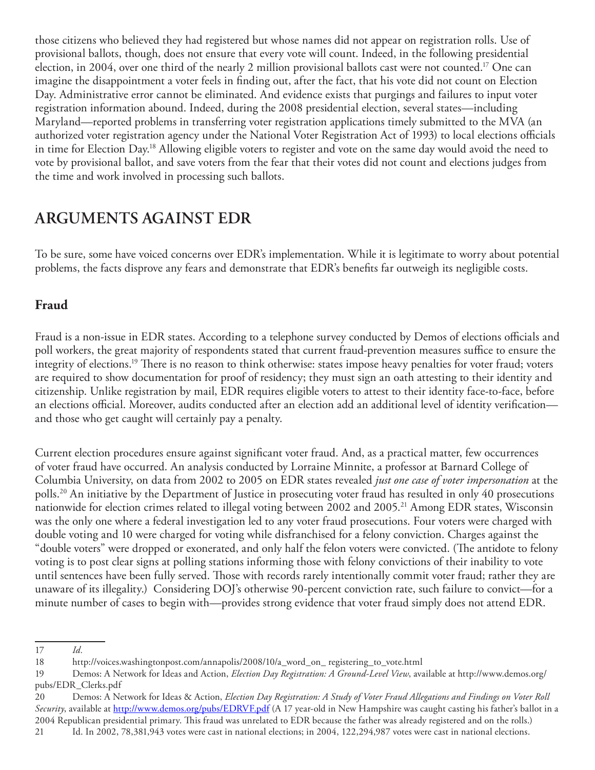those citizens who believed they had registered but whose names did not appear on registration rolls. Use of provisional ballots, though, does not ensure that every vote will count. Indeed, in the following presidential election, in 2004, over one third of the nearly 2 million provisional ballots cast were not counted.[17] One can imagine the disappointment a voter feels in finding out, after the fact, that his vote did not count on Election Day. Administrative error cannot be eliminated. And evidence exists that purgings and failures to input voter registration information abound. Indeed, during the 2008 presidential election, several states—including Maryland—reported problems in transferring voter registration applications timely submitted to the MVA (an authorized voter registration agency under the National Voter Registration Act of 1993) to local elections officials in time for Election Day.[18] Allowing eligible voters to register and vote on the same day would avoid the need to vote by provisional ballot, and save voters from the fear that their votes did not count and elections judges from the time and work involved in processing such ballots.

## ARGUMENTS AGAINST EDR

To be sure, some have voiced concerns over EDR's implementation. While it is legitimate to worry about potential problems, the facts disprove any fears and demonstrate that EDR's benefits far outweigh its negligible costs.

### Fraud

Fraud is a non-issue in EDR states. According to a telephone survey conducted by Demos of elections officials and poll workers, the great majority of respondents stated that current fraud-prevention measures suffice to ensure the integrity of elections.[19] There is no reason to think otherwise: states impose heavy penalties for voter fraud; voters are required to show documentation for proof of residency; they must sign an oath attesting to their identity and citizenship. Unlike registration by mail, EDR requires eligible voters to attest to their identity face-to-face, before an elections official. Moreover, audits conducted after an election add an additional level of identity verification—and those who get caught will certainly pay a penalty.

Current election procedures ensure against significant voter fraud. And, as a practical matter, few occurrences of voter fraud have occurred. An analysis conducted by Lorraine Minnite, a professor at Barnard College of Columbia University, on data from 2002 to 2005 on EDR states revealed *just one case of voter impersonation* at the polls.[20] An initiative by the Department of Justice in prosecuting voter fraud has resulted in only 40 prosecutions nationwide for election crimes related to illegal voting between 2002 and 2005.[21] Among EDR states, Wisconsin was the only one where a federal investigation led to any voter fraud prosecutions. Four voters were charged with double voting and 10 were charged for voting while disfranchised for a felony conviction. Charges against the "double voters" were dropped or exonerated, and only half the felon voters were convicted. (The antidote to felony voting is to post clear signs at polling stations informing those with felony convictions of their inability to vote until sentences have been fully served. Those with records rarely intentionally commit voter fraud; rather they are unaware of its illegality.) Considering DOJ's otherwise 90-percent conviction rate, such failure to convict—for a minute number of cases to begin with—provides strong evidence that voter fraud simply does not attend EDR.

---

17 *Id.*

18 http://voices.washingtonpost.com/annapolis/2008/10/a_word_on_ registering_to_vote.html

19 Demos: A Network for Ideas and Action, *Election Day Registration: A Ground-Level View*, available at http://www.demos.org/pubs/EDR_Clerks.pdf

20 Demos: A Network for Ideas & Action, *Election Day Registration: A Study of Voter Fraud Allegations and Findings on Voter Roll Security*, available at http://www.demos.org/pubs/EDRVF.pdf (A 17 year-old in New Hampshire was caught casting his father's ballot in a 2004 Republican presidential primary. This fraud was unrelated to EDR because the father was already registered and on the rolls.)

21 Id. In 2002, 78,381,943 votes were cast in national elections; in 2004, 122,294,987 votes were cast in national elections.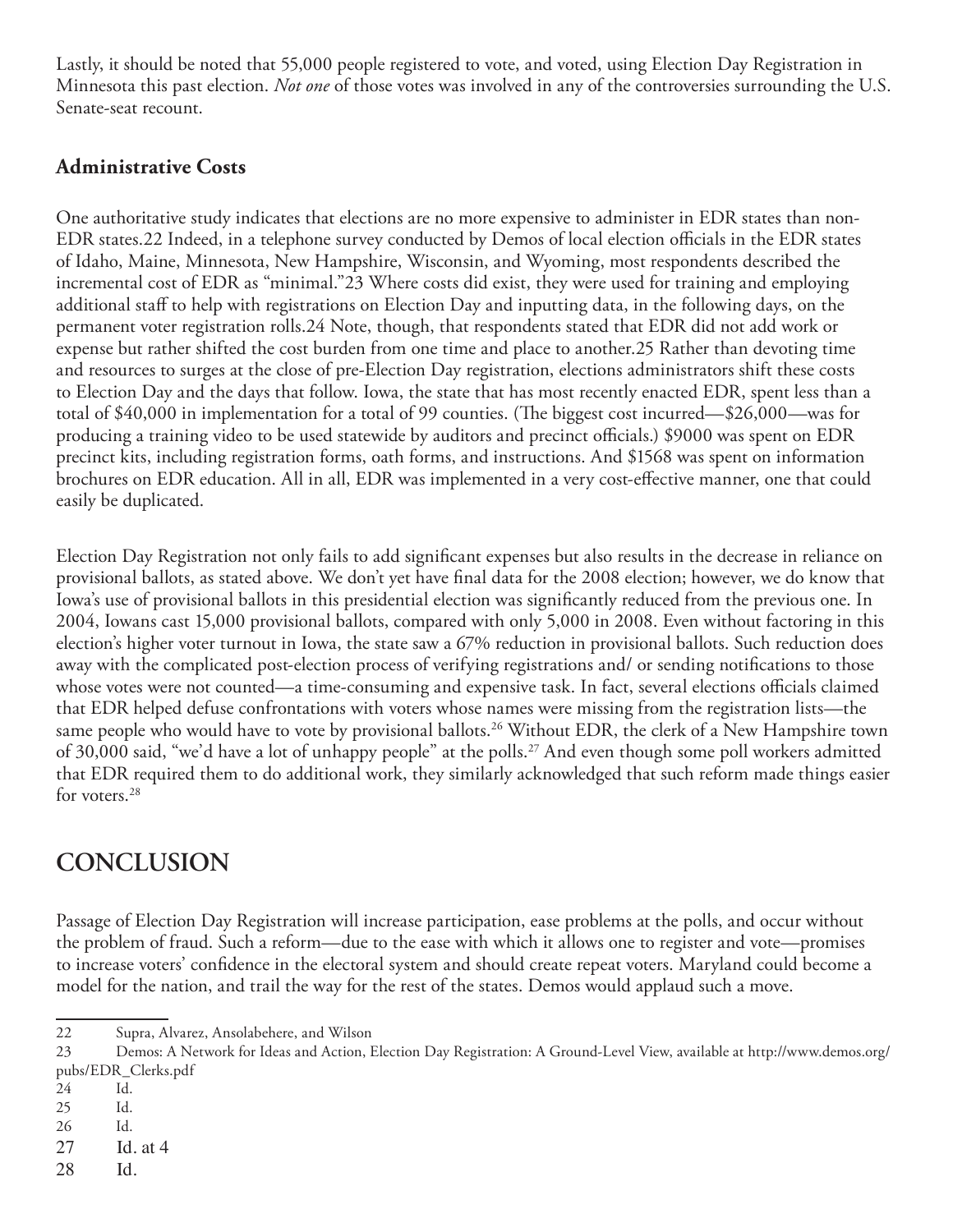Lastly, it should be noted that 55,000 people registered to vote, and voted, using Election Day Registration in Minnesota this past election. *Not one* of those votes was involved in any of the controversies surrounding the U.S. Senate-seat recount.

### Administrative Costs

One authoritative study indicates that elections are no more expensive to administer in EDR states than non-EDR states.22 Indeed, in a telephone survey conducted by Demos of local election officials in the EDR states of Idaho, Maine, Minnesota, New Hampshire, Wisconsin, and Wyoming, most respondents described the incremental cost of EDR as "minimal."23 Where costs did exist, they were used for training and employing additional staff to help with registrations on Election Day and inputting data, in the following days, on the permanent voter registration rolls.24 Note, though, that respondents stated that EDR did not add work or expense but rather shifted the cost burden from one time and place to another.25 Rather than devoting time and resources to surges at the close of pre-Election Day registration, elections administrators shift these costs to Election Day and the days that follow. Iowa, the state that has most recently enacted EDR, spent less than a total of $40,000 in implementation for a total of 99 counties. (The biggest cost incurred—$26,000—was for producing a training video to be used statewide by auditors and precinct officials.) $9000 was spent on EDR precinct kits, including registration forms, oath forms, and instructions. And $1568 was spent on information brochures on EDR education. All in all, EDR was implemented in a very cost-effective manner, one that could easily be duplicated.

Election Day Registration not only fails to add significant expenses but also results in the decrease in reliance on provisional ballots, as stated above. We don't yet have final data for the 2008 election; however, we do know that Iowa's use of provisional ballots in this presidential election was significantly reduced from the previous one. In 2004, Iowans cast 15,000 provisional ballots, compared with only 5,000 in 2008. Even without factoring in this election's higher voter turnout in Iowa, the state saw a 67% reduction in provisional ballots. Such reduction does away with the complicated post-election process of verifying registrations and/ or sending notifications to those whose votes were not counted—a time-consuming and expensive task. In fact, several elections officials claimed that EDR helped defuse confrontations with voters whose names were missing from the registration lists—the same people who would have to vote by provisional ballots.[26] Without EDR, the clerk of a New Hampshire town of 30,000 said, "we'd have a lot of unhappy people" at the polls.[27] And even though some poll workers admitted that EDR required them to do additional work, they similarly acknowledged that such reform made things easier for voters.[28]

## CONCLUSION

Passage of Election Day Registration will increase participation, ease problems at the polls, and occur without the problem of fraud. Such a reform—due to the ease with which it allows one to register and vote—promises to increase voters' confidence in the electoral system and should create repeat voters. Maryland could become a model for the nation, and trail the way for the rest of the states. Demos would applaud such a move.

---

22 Supra, Alvarez, Ansolabehere, and Wilson

23 Demos: A Network for Ideas and Action, Election Day Registration: A Ground-Level View, available at http://www.demos.org/pubs/EDR_Clerks.pdf

24 Id.

25 Id.

26 Id.

27 Id. at 4

28 Id.